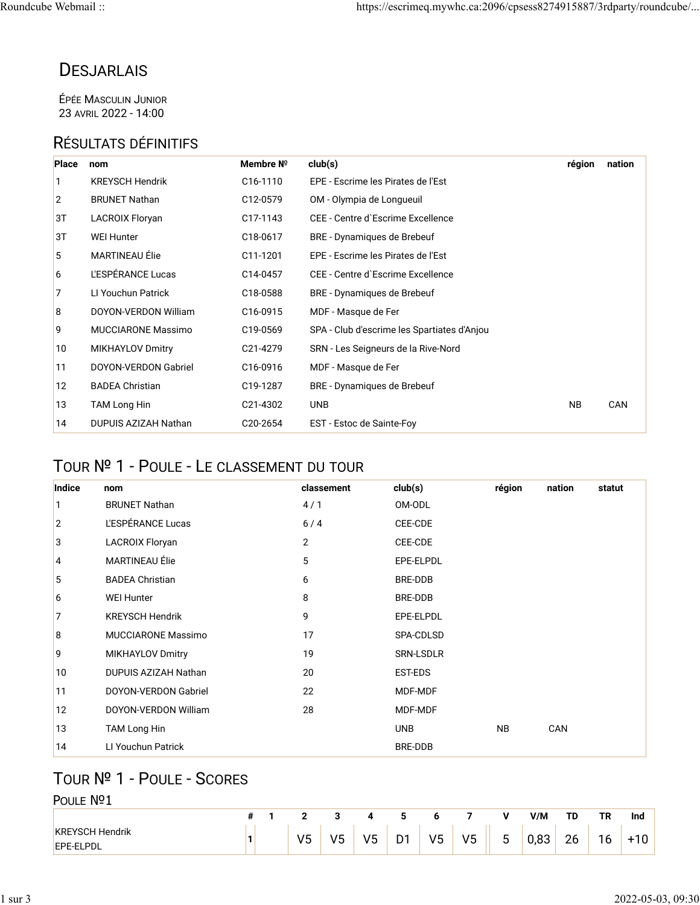# Desjarlais

Épée Masculin Junior
23 avril 2022 - 14:00

## Résultats définitifs

| Place | nom | Membre Nº | club(s) | région | nation |
|---|---|---|---|---|---|
| 1 | KREYSCH Hendrik | C16-1110 | EPE - Escrime les Pirates de l'Est | | |
| 2 | BRUNET Nathan | C12-0579 | OM - Olympia de Longueuil | | |
| 3T | LACROIX Floryan | C17-1143 | CEE - Centre d`Escrime Excellence | | |
| 3T | WEI Hunter | C18-0617 | BRE - Dynamiques de Brebeuf | | |
| 5 | MARTINEAU Élie | C11-1201 | EPE - Escrime les Pirates de l'Est | | |
| 6 | L'ESPÉRANCE Lucas | C14-0457 | CEE - Centre d`Escrime Excellence | | |
| 7 | LI Youchun Patrick | C18-0588 | BRE - Dynamiques de Brebeuf | | |
| 8 | DOYON-VERDON William | C16-0915 | MDF - Masque de Fer | | |
| 9 | MUCCIARONE Massimo | C19-0569 | SPA - Club d'escrime les Spartiates d'Anjou | | |
| 10 | MIKHAYLOV Dmitry | C21-4279 | SRN - Les Seigneurs de la Rive-Nord | | |
| 11 | DOYON-VERDON Gabriel | C16-0916 | MDF - Masque de Fer | | |
| 12 | BADEA Christian | C19-1287 | BRE - Dynamiques de Brebeuf | | |
| 13 | TAM Long Hin | C21-4302 | UNB | NB | CAN |
| 14 | DUPUIS AZIZAH Nathan | C20-2654 | EST - Estoc de Sainte-Foy | | |

## Tour Nº 1 - Poule - Le classement du tour

| Indice | nom | classement | club(s) | région | nation | statut |
|---|---|---|---|---|---|---|
| 1 | BRUNET Nathan | 4 / 1 | OM-ODL | | | |
| 2 | L'ESPÉRANCE Lucas | 6 / 4 | CEE-CDE | | | |
| 3 | LACROIX Floryan | 2 | CEE-CDE | | | |
| 4 | MARTINEAU Élie | 5 | EPE-ELPDL | | | |
| 5 | BADEA Christian | 6 | BRE-DDB | | | |
| 6 | WEI Hunter | 8 | BRE-DDB | | | |
| 7 | KREYSCH Hendrik | 9 | EPE-ELPDL | | | |
| 8 | MUCCIARONE Massimo | 17 | SPA-CDLSD | | | |
| 9 | MIKHAYLOV Dmitry | 19 | SRN-LSDLR | | | |
| 10 | DUPUIS AZIZAH Nathan | 20 | EST-EDS | | | |
| 11 | DOYON-VERDON Gabriel | 22 | MDF-MDF | | | |
| 12 | DOYON-VERDON William | 28 | MDF-MDF | | | |
| 13 | TAM Long Hin | | UNB | NB | CAN | |
| 14 | LI Youchun Patrick | | BRE-DDB | | | |

## Tour Nº 1 - Poule - Scores

### Poule Nº1

| | # | 1 | 2 | 3 | 4 | 5 | 6 | 7 | V | V/M | TD | TR | Ind |
|---|---|---|---|---|---|---|---|---|---|---|---|---|---|
| KREYSCH Hendrik EPE-ELPDL | 1 | | V5 | V5 | V5 | D1 | V5 | V5 | 5 | 0,83 | 26 | 16 | +10 |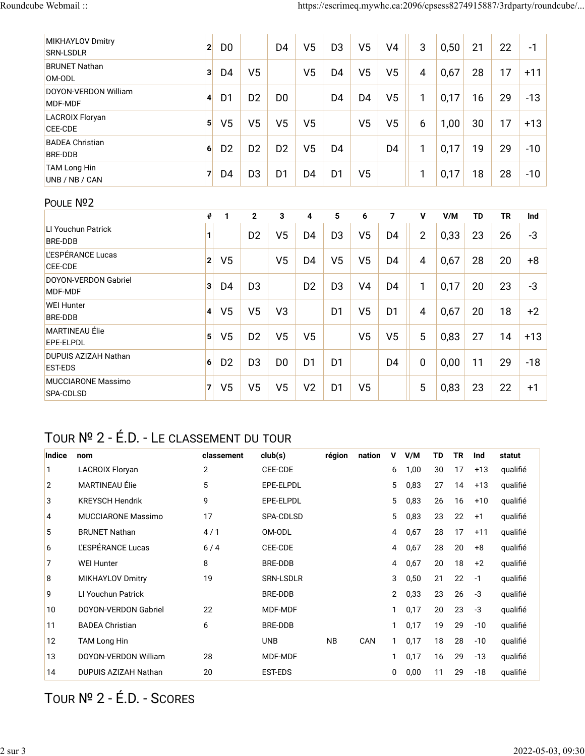| | # | 1 | 2 | 3 | 4 | 5 | 6 | 7 | V | V/M | TD | TR | Ind |
|---|---|---|---|---|---|---|---|---|---|---|---|---|---|
| MIKHAYLOV Dmitry SRN-LSDLR | 2 | D0 | | D4 | V5 | D3 | V5 | V4 | 3 | 0,50 | 21 | 22 | -1 |
| BRUNET Nathan OM-ODL | 3 | D4 | V5 | | V5 | D4 | V5 | V5 | 4 | 0,67 | 28 | 17 | +11 |
| DOYON-VERDON William MDF-MDF | 4 | D1 | D2 | D0 | | D4 | D4 | V5 | 1 | 0,17 | 16 | 29 | -13 |
| LACROIX Floryan CEE-CDE | 5 | V5 | V5 | V5 | V5 | | V5 | V5 | 6 | 1,00 | 30 | 17 | +13 |
| BADEA Christian BRE-DDB | 6 | D2 | D2 | D2 | V5 | D4 | | D4 | 1 | 0,17 | 19 | 29 | -10 |
| TAM Long Hin UNB / NB / CAN | 7 | D4 | D3 | D1 | D4 | D1 | V5 | | 1 | 0,17 | 18 | 28 | -10 |

## Poule №2

| | # | 1 | 2 | 3 | 4 | 5 | 6 | 7 | V | V/M | TD | TR | Ind |
|---|---|---|---|---|---|---|---|---|---|---|---|---|---|
| LI Youchun Patrick BRE-DDB | 1 | | D2 | V5 | D4 | D3 | V5 | D4 | 2 | 0,33 | 23 | 26 | -3 |
| L'ESPÉRANCE Lucas CEE-CDE | 2 | V5 | | V5 | D4 | V5 | V5 | D4 | 4 | 0,67 | 28 | 20 | +8 |
| DOYON-VERDON Gabriel MDF-MDF | 3 | D4 | D3 | | D2 | D3 | V4 | D4 | 1 | 0,17 | 20 | 23 | -3 |
| WEI Hunter BRE-DDB | 4 | V5 | V5 | V3 | | D1 | V5 | D1 | 4 | 0,67 | 20 | 18 | +2 |
| MARTINEAU Élie EPE-ELPDL | 5 | V5 | D2 | V5 | V5 | | V5 | V5 | 5 | 0,83 | 27 | 14 | +13 |
| DUPUIS AZIZAH Nathan EST-EDS | 6 | D2 | D3 | D0 | D1 | D1 | | D4 | 0 | 0,00 | 11 | 29 | -18 |
| MUCCIARONE Massimo SPA-CDLSD | 7 | V5 | V5 | V5 | V2 | D1 | V5 | | 5 | 0,83 | 23 | 22 | +1 |

# Tour № 2 - É.D. - Le classement du tour

| Indice | nom | classement | club(s) | région | nation | V | V/M | TD | TR | Ind | statut |
|---|---|---|---|---|---|---|---|---|---|---|---|
| 1 | LACROIX Floryan | 2 | CEE-CDE | | | 6 | 1,00 | 30 | 17 | +13 | qualifié |
| 2 | MARTINEAU Élie | 5 | EPE-ELPDL | | | 5 | 0,83 | 27 | 14 | +13 | qualifié |
| 3 | KREYSCH Hendrik | 9 | EPE-ELPDL | | | 5 | 0,83 | 26 | 16 | +10 | qualifié |
| 4 | MUCCIARONE Massimo | 17 | SPA-CDLSD | | | 5 | 0,83 | 23 | 22 | +1 | qualifié |
| 5 | BRUNET Nathan | 4 / 1 | OM-ODL | | | 4 | 0,67 | 28 | 17 | +11 | qualifié |
| 6 | L'ESPÉRANCE Lucas | 6 / 4 | CEE-CDE | | | 4 | 0,67 | 28 | 20 | +8 | qualifié |
| 7 | WEI Hunter | 8 | BRE-DDB | | | 4 | 0,67 | 20 | 18 | +2 | qualifié |
| 8 | MIKHAYLOV Dmitry | 19 | SRN-LSDLR | | | 3 | 0,50 | 21 | 22 | -1 | qualifié |
| 9 | LI Youchun Patrick | | BRE-DDB | | | 2 | 0,33 | 23 | 26 | -3 | qualifié |
| 10 | DOYON-VERDON Gabriel | 22 | MDF-MDF | | | 1 | 0,17 | 20 | 23 | -3 | qualifié |
| 11 | BADEA Christian | 6 | BRE-DDB | | | 1 | 0,17 | 19 | 29 | -10 | qualifié |
| 12 | TAM Long Hin | | UNB | NB | CAN | 1 | 0,17 | 18 | 28 | -10 | qualifié |
| 13 | DOYON-VERDON William | 28 | MDF-MDF | | | 1 | 0,17 | 16 | 29 | -13 | qualifié |
| 14 | DUPUIS AZIZAH Nathan | 20 | EST-EDS | | | 0 | 0,00 | 11 | 29 | -18 | qualifié |

# Tour № 2 - É.D. - Scores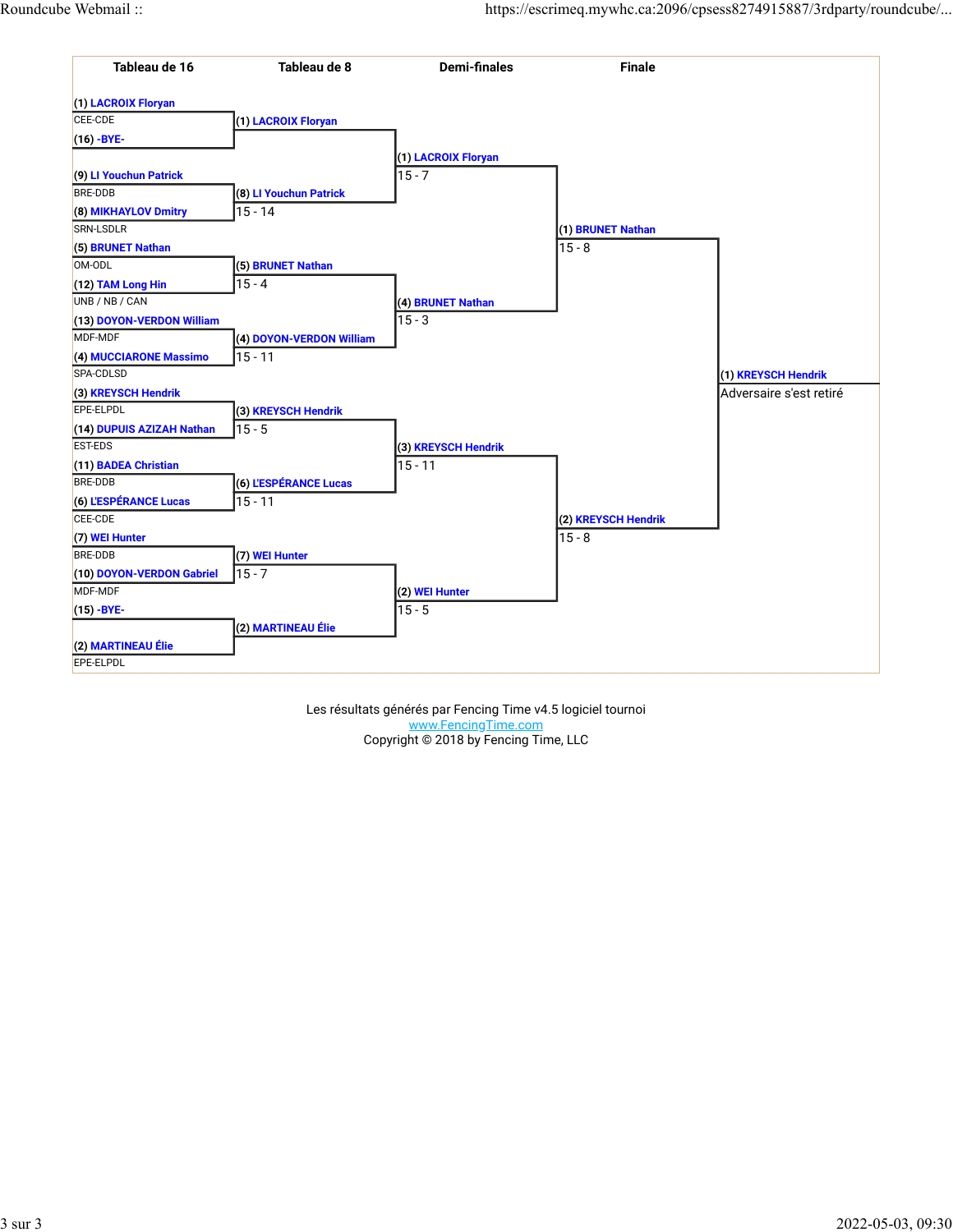| Tableau de 16 | Tableau de 8 | Demi-finales | Finale | |
|---|---|---|---|---|
| (1) LACROIX Floryan<br>CEE-CDE | | | | |
| (16) -BYE- | (1) LACROIX Floryan | | | |
| (9) LI Youchun Patrick<br>BRE-DDB | | (1) LACROIX Floryan<br>15 - 7 | | |
| (8) MIKHAYLOV Dmitry<br>SRN-LSDLR | (8) LI Youchun Patrick<br>15 - 14 | | | |
| (5) BRUNET Nathan<br>OM-ODL | | | (1) BRUNET Nathan<br>15 - 8 | |
| (12) TAM Long Hin<br>UNB / NB / CAN | (5) BRUNET Nathan<br>15 - 4 | | | |
| (13) DOYON-VERDON William<br>MDF-MDF | | (4) BRUNET Nathan<br>15 - 3 | | |
| (4) MUCCIARONE Massimo<br>SPA-CDLSD | (4) DOYON-VERDON William<br>15 - 11 | | | |
| (3) KREYSCH Hendrik<br>EPE-ELPDL | | | | (1) KREYSCH Hendrik<br>Adversaire s'est retiré |
| (14) DUPUIS AZIZAH Nathan<br>EST-EDS | (3) KREYSCH Hendrik<br>15 - 5 | | | |
| (11) BADEA Christian<br>BRE-DDB | | (3) KREYSCH Hendrik<br>15 - 11 | | |
| (6) L'ESPÉRANCE Lucas<br>CEE-CDE | (6) L'ESPÉRANCE Lucas<br>15 - 11 | | | |
| (7) WEI Hunter<br>BRE-DDB | | | (2) KREYSCH Hendrik<br>15 - 8 | |
| (10) DOYON-VERDON Gabriel<br>MDF-MDF | (7) WEI Hunter<br>15 - 7 | | | |
| (15) -BYE- | | (2) WEI Hunter<br>15 - 5 | | |
| (2) MARTINEAU Élie<br>EPE-ELPDL | (2) MARTINEAU Élie | | | |

Les résultats générés par Fencing Time v4.5 logiciel tournoi
www.FencingTime.com
Copyright © 2018 by Fencing Time, LLC